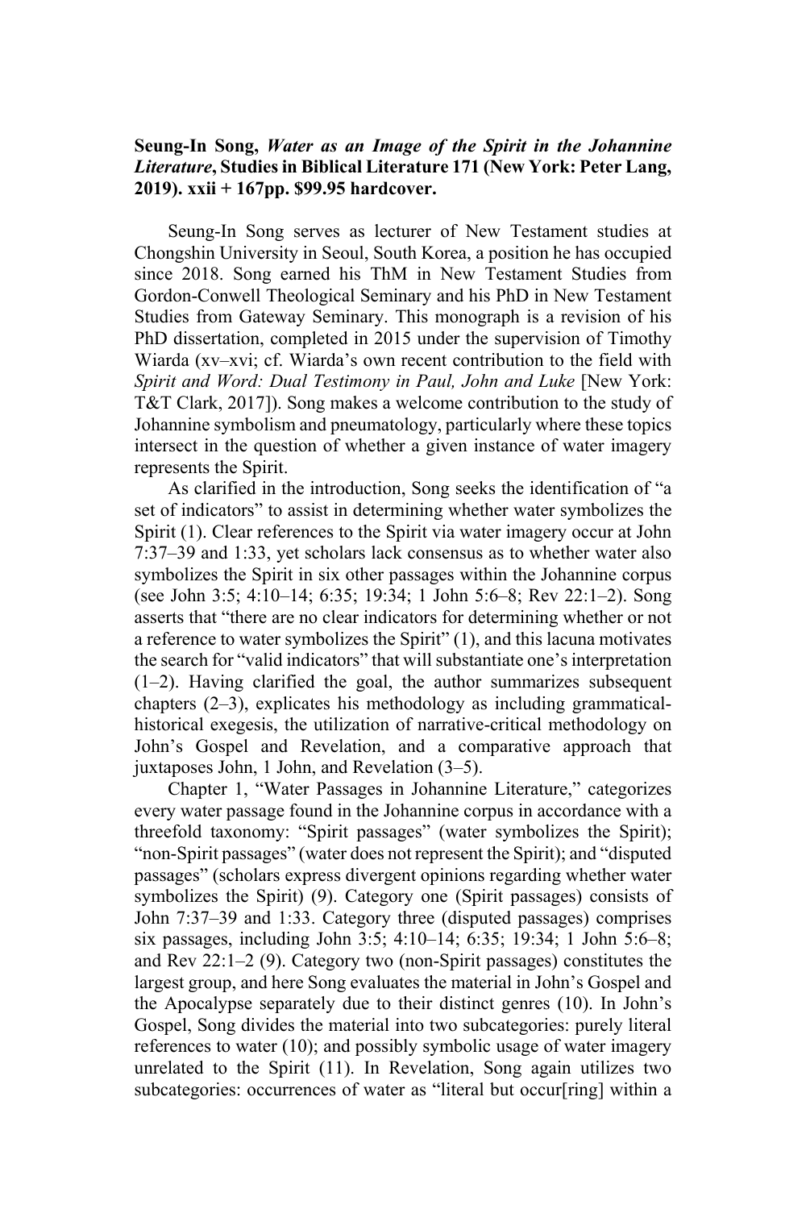**Seung-In Song, *Water as an Image of the Spirit in the Johannine Literature*, Studies in Biblical Literature 171 (New York: Peter Lang, 2019). xxii + 167pp. $99.95 hardcover.**

Seung-In Song serves as lecturer of New Testament studies at Chongshin University in Seoul, South Korea, a position he has occupied since 2018. Song earned his ThM in New Testament Studies from Gordon-Conwell Theological Seminary and his PhD in New Testament Studies from Gateway Seminary. This monograph is a revision of his PhD dissertation, completed in 2015 under the supervision of Timothy Wiarda (xv–xvi; cf. Wiarda's own recent contribution to the field with *Spirit and Word: Dual Testimony in Paul, John and Luke* [New York: T&T Clark, 2017]). Song makes a welcome contribution to the study of Johannine symbolism and pneumatology, particularly where these topics intersect in the question of whether a given instance of water imagery represents the Spirit.

As clarified in the introduction, Song seeks the identification of "a set of indicators" to assist in determining whether water symbolizes the Spirit (1). Clear references to the Spirit via water imagery occur at John 7:37–39 and 1:33, yet scholars lack consensus as to whether water also symbolizes the Spirit in six other passages within the Johannine corpus (see John 3:5; 4:10–14; 6:35; 19:34; 1 John 5:6–8; Rev 22:1–2). Song asserts that "there are no clear indicators for determining whether or not a reference to water symbolizes the Spirit" (1), and this lacuna motivates the search for "valid indicators" that will substantiate one's interpretation (1–2). Having clarified the goal, the author summarizes subsequent chapters (2–3), explicates his methodology as including grammatical-historical exegesis, the utilization of narrative-critical methodology on John's Gospel and Revelation, and a comparative approach that juxtaposes John, 1 John, and Revelation (3–5).

Chapter 1, "Water Passages in Johannine Literature," categorizes every water passage found in the Johannine corpus in accordance with a threefold taxonomy: "Spirit passages" (water symbolizes the Spirit); "non-Spirit passages" (water does not represent the Spirit); and "disputed passages" (scholars express divergent opinions regarding whether water symbolizes the Spirit) (9). Category one (Spirit passages) consists of John 7:37–39 and 1:33. Category three (disputed passages) comprises six passages, including John 3:5; 4:10–14; 6:35; 19:34; 1 John 5:6–8; and Rev 22:1–2 (9). Category two (non-Spirit passages) constitutes the largest group, and here Song evaluates the material in John's Gospel and the Apocalypse separately due to their distinct genres (10). In John's Gospel, Song divides the material into two subcategories: purely literal references to water (10); and possibly symbolic usage of water imagery unrelated to the Spirit (11). In Revelation, Song again utilizes two subcategories: occurrences of water as "literal but occur[ring] within a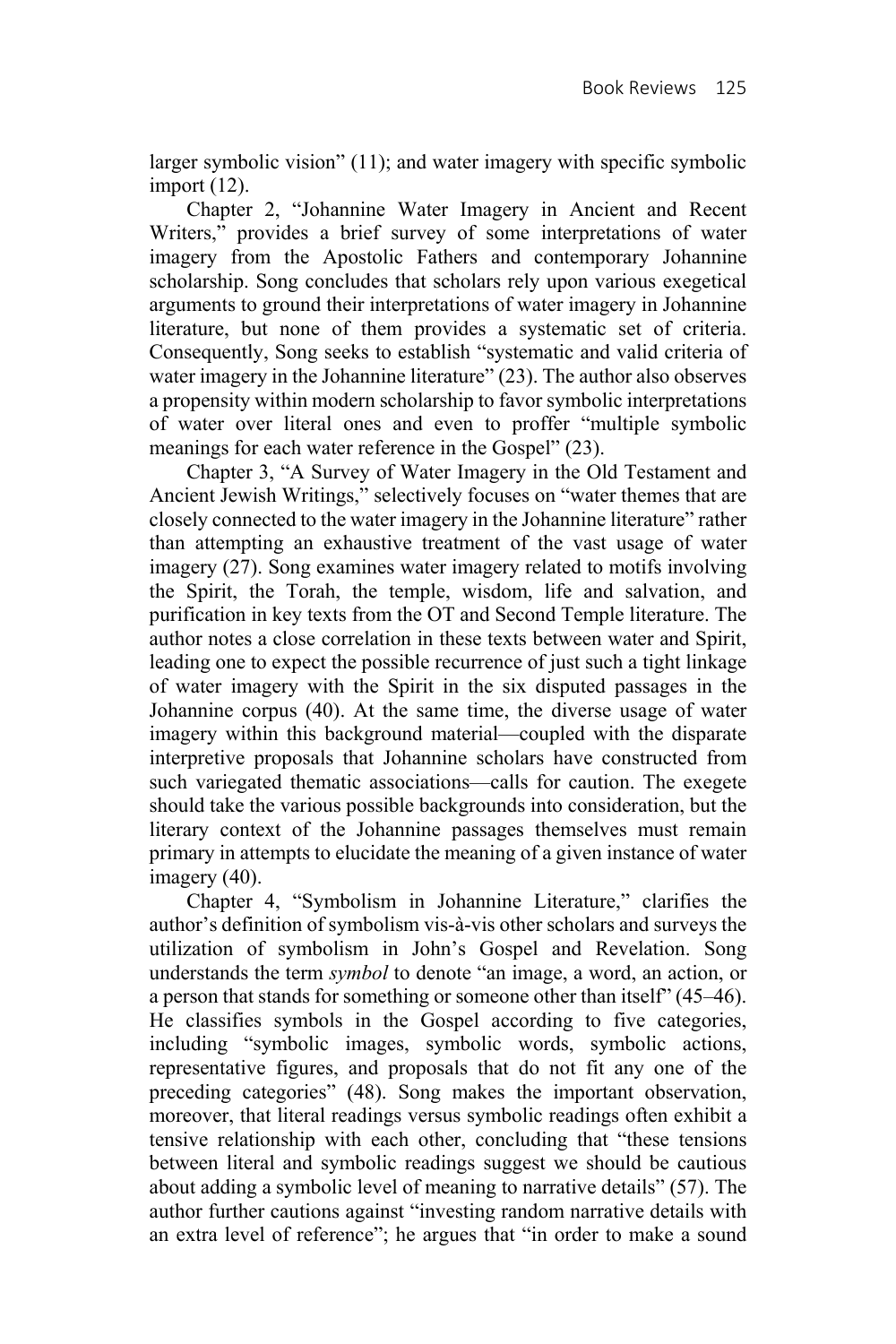larger symbolic vision" (11); and water imagery with specific symbolic import (12).

Chapter 2, "Johannine Water Imagery in Ancient and Recent Writers," provides a brief survey of some interpretations of water imagery from the Apostolic Fathers and contemporary Johannine scholarship. Song concludes that scholars rely upon various exegetical arguments to ground their interpretations of water imagery in Johannine literature, but none of them provides a systematic set of criteria. Consequently, Song seeks to establish "systematic and valid criteria of water imagery in the Johannine literature" (23). The author also observes a propensity within modern scholarship to favor symbolic interpretations of water over literal ones and even to proffer "multiple symbolic meanings for each water reference in the Gospel" (23).

Chapter 3, "A Survey of Water Imagery in the Old Testament and Ancient Jewish Writings," selectively focuses on "water themes that are closely connected to the water imagery in the Johannine literature" rather than attempting an exhaustive treatment of the vast usage of water imagery (27). Song examines water imagery related to motifs involving the Spirit, the Torah, the temple, wisdom, life and salvation, and purification in key texts from the OT and Second Temple literature. The author notes a close correlation in these texts between water and Spirit, leading one to expect the possible recurrence of just such a tight linkage of water imagery with the Spirit in the six disputed passages in the Johannine corpus (40). At the same time, the diverse usage of water imagery within this background material—coupled with the disparate interpretive proposals that Johannine scholars have constructed from such variegated thematic associations—calls for caution. The exegete should take the various possible backgrounds into consideration, but the literary context of the Johannine passages themselves must remain primary in attempts to elucidate the meaning of a given instance of water imagery (40).

Chapter 4, "Symbolism in Johannine Literature," clarifies the author's definition of symbolism vis-à-vis other scholars and surveys the utilization of symbolism in John's Gospel and Revelation. Song understands the term *symbol* to denote "an image, a word, an action, or a person that stands for something or someone other than itself" (45–46). He classifies symbols in the Gospel according to five categories, including "symbolic images, symbolic words, symbolic actions, representative figures, and proposals that do not fit any one of the preceding categories" (48). Song makes the important observation, moreover, that literal readings versus symbolic readings often exhibit a tensive relationship with each other, concluding that "these tensions between literal and symbolic readings suggest we should be cautious about adding a symbolic level of meaning to narrative details" (57). The author further cautions against "investing random narrative details with an extra level of reference"; he argues that "in order to make a sound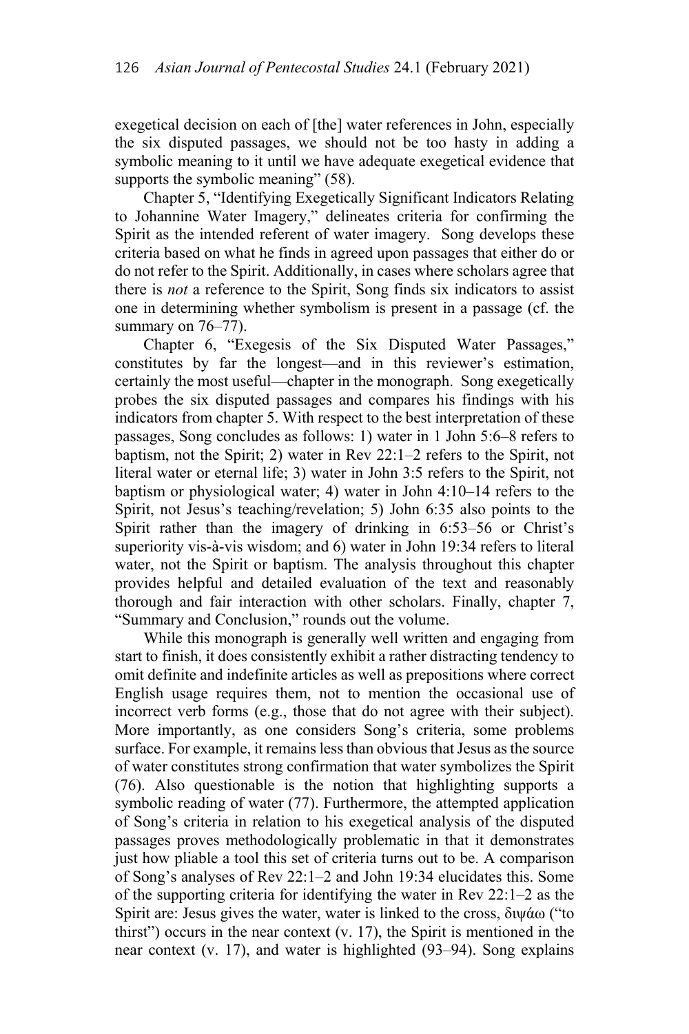exegetical decision on each of [the] water references in John, especially the six disputed passages, we should not be too hasty in adding a symbolic meaning to it until we have adequate exegetical evidence that supports the symbolic meaning" (58).

Chapter 5, "Identifying Significant Indicators Relating to Johannine Water Imagery," delineates criteria for confirming the Spirit as the intended referent of water imagery. Song develops these criteria based on what he finds in agreed upon passages that either do or do not refer to the Spirit. Additionally, in cases where scholars agree that there is *not* a reference to the Spirit, Song finds six indicators to assist one in determining whether symbolism is present in a passage (cf. the summary on 76–77).

Chapter 6, "Exegesis of the Six Disputed Water Passages," constitutes by far the longest—and in this reviewer's estimation, certainly the most useful—chapter in the monograph. Song exegetically probes the six disputed passages and compares his findings with his indicators from chapter 5. With respect to the best interpretation of these passages, Song concludes as follows: 1) water in 1 John 5:6–8 refers to baptism, not the Spirit; 2) water in Rev 22:1–2 refers to the Spirit, not literal water or eternal life; 3) water in John 3:5 refers to the Spirit, not baptism or physiological water; 4) water in John 4:10–14 refers to the Spirit, not Jesus's teaching/revelation; 5) John 6:35 also points to the Spirit rather than the imagery of drinking in 6:53–56 or Christ's superiority vis-à-vis wisdom; and 6) water in John 19:34 refers to literal water, not the Spirit or baptism. The analysis throughout this chapter provides helpful and detailed evaluation of the text and reasonably thorough and fair interaction with other scholars. Finally, chapter 7, "Summary and Conclusion," rounds out the volume.

While this monograph is generally well written and engaging from start to finish, it does consistently exhibit a rather distracting tendency to omit definite and indefinite articles as well as prepositions where correct English usage requires them, not to mention the occasional use of incorrect verb forms (e.g., those that do not agree with their subject). More importantly, as one considers Song's criteria, some problems surface. For example, it remains less than obvious that Jesus as the source of water constitutes strong confirmation that water symbolizes the Spirit (76). Also questionable is the notion that highlighting supports a symbolic reading of water (77). Furthermore, the attempted application of Song's criteria in relation to his exegetical analysis of the disputed passages proves methodologically problematic in that it demonstrates just how pliable a tool this set of criteria turns out to be. A comparison of Song's analyses of Rev 22:1–2 and John 19:34 elucidates this. Some of the supporting criteria for identifying the water in Rev 22:1–2 as the Spirit are: Jesus gives the water, water is linked to the cross, διψάω ("to thirst") occurs in the near context (v. 17), the Spirit is mentioned in the near context (v. 17), and water is highlighted (93–94). Song explains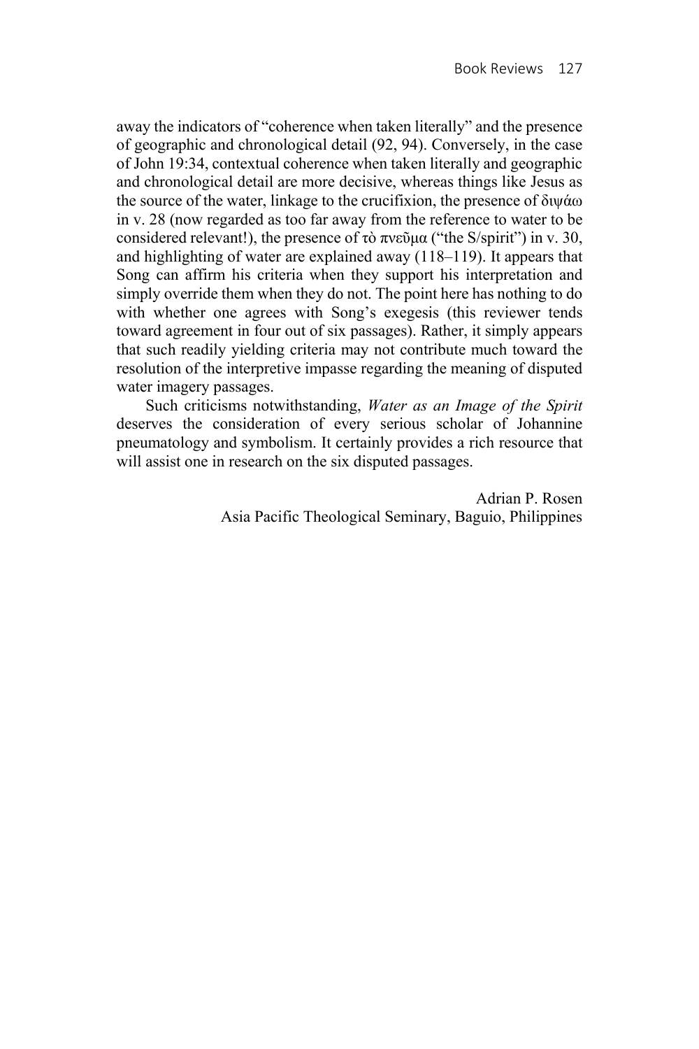away the indicators of "coherence when taken literally" and the presence of geographic and chronological detail (92, 94). Conversely, in the case of John 19:34, contextual coherence when taken literally and geographic and chronological detail are more decisive, whereas things like Jesus as the source of the water, linkage to the crucifixion, the presence of διψάω in v. 28 (now regarded as too far away from the reference to water to be considered relevant!), the presence of τὸ πνεῦμα ("the S/spirit") in v. 30, and highlighting of water are explained away (118–119). It appears that Song can affirm his criteria when they support his interpretation and simply override them when they do not. The point here has nothing to do with whether one agrees with Song's exegesis (this reviewer tends toward agreement in four out of six passages). Rather, it simply appears that such readily yielding criteria may not contribute much toward the resolution of the interpretive impasse regarding the meaning of disputed water imagery passages.

Such criticisms notwithstanding, *Water as an Image of the Spirit* deserves the consideration of every serious scholar of Johannine pneumatology and symbolism. It certainly provides a rich resource that will assist one in research on the six disputed passages.

Adrian P. Rosen
Asia Pacific Theological Seminary, Baguio, Philippines